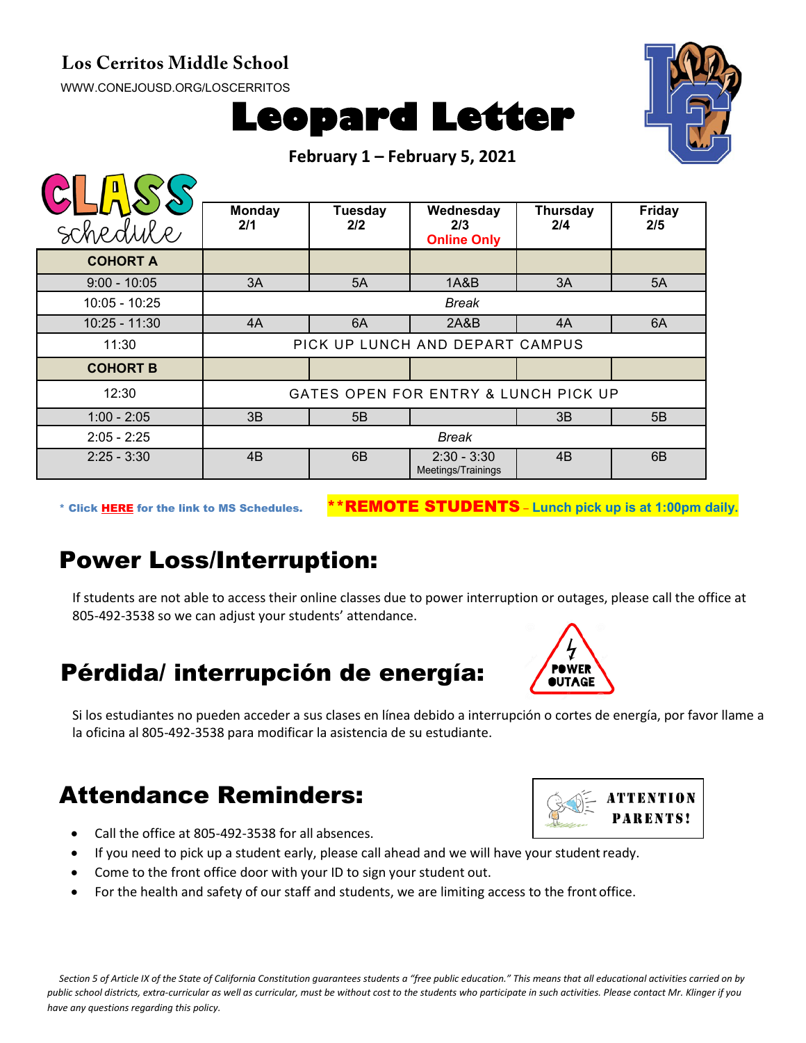**Los Cerritos Middle School**

WWW.CONEJOUSD.ORG/LOSCERRITOS

# Leopard Letter

**February 1 – February 5, 2021**

| CLASS schedule | Monday 2/1 | Tuesday 2/2 | Wednesday 2/3 Online Only | Thursday 2/4 | Friday 2/5 |
|---|---|---|---|---|---|
| **COHORT A** | | | | | |
| 9:00 - 10:05 | 3A | 5A | 1A&B | 3A | 5A |
| 10:05 - 10:25 | *Break* | | | | |
| 10:25 - 11:30 | 4A | 6A | 2A&B | 4A | 6A |
| 11:30 | PICK UP LUNCH AND DEPART CAMPUS | | | | |
| **COHORT B** | | | | | |
| 12:30 | GATES OPEN FOR ENTRY & LUNCH PICK UP | | | | |
| 1:00 - 2:05 | 3B | 5B | | 3B | 5B |
| 2:05 - 2:25 | *Break* | | | | |
| 2:25 - 3:30 | 4B | 6B | 2:30 - 3:30 Meetings/Trainings | 4B | 6B |

\* Click **HERE** for the link to MS Schedules.

****REMOTE STUDENTS** – Lunch pick up is at 1:00pm daily.**

## Power Loss/Interruption:

If students are not able to access their online classes due to power interruption or outages, please call the office at 805-492-3538 so we can adjust your students' attendance.

## Pérdida/ interrupción de energía:

Si los estudiantes no pueden acceder a sus clases en línea debido a interrupción o cortes de energía, por favor llame a la oficina al 805-492-3538 para modificar la asistencia de su estudiante.

## Attendance Reminders:

ATTENTION PARENTS!

- Call the office at 805-492-3538 for all absences.
- If you need to pick up a student early, please call ahead and we will have your student ready.
- Come to the front office door with your ID to sign your student out.
- For the health and safety of our staff and students, we are limiting access to the front office.

*Section 5 of Article IX of the State of California Constitution guarantees students a "free public education." This means that all educational activities carried on by public school districts, extra-curricular as well as curricular, must be without cost to the students who participate in such activities. Please contact Mr. Klinger if you have any questions regarding this policy.*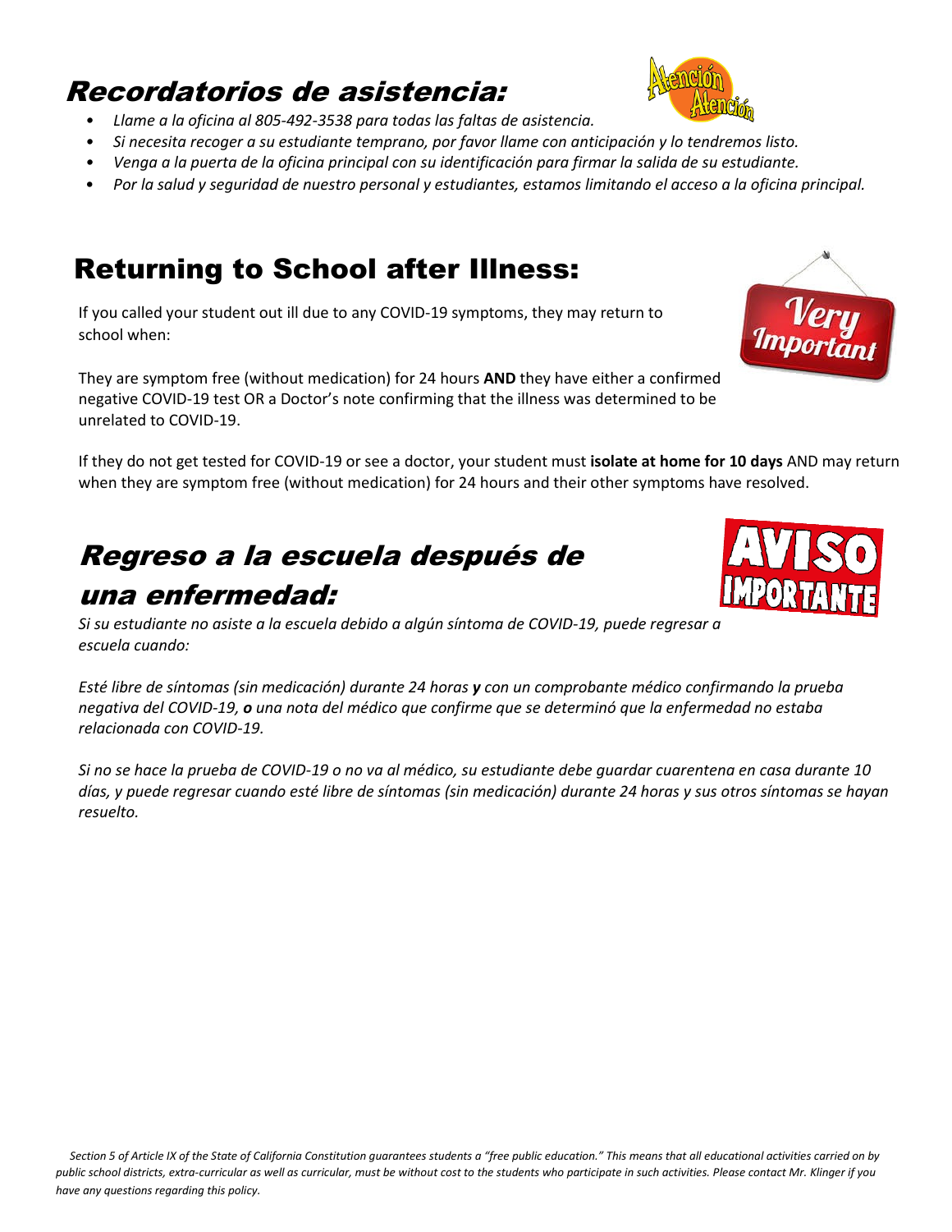## *Recordatorios de asistencia:*

- *Llame a la oficina al 805-492-3538 para todas las faltas de asistencia.*
- *Si necesita recoger a su estudiante temprano, por favor llame con anticipación y lo tendremos listo.*
- *Venga a la puerta de la oficina principal con su identificación para firmar la salida de su estudiante.*
- *Por la salud y seguridad de nuestro personal y estudiantes, estamos limitando el acceso a la oficina principal.*

## Returning to School after Illness:

If you called your student out ill due to any COVID-19 symptoms, they may return to school when:

They are symptom free (without medication) for 24 hours **AND** they have either a confirmed negative COVID-19 test OR a Doctor's note confirming that the illness was determined to be unrelated to COVID-19.

If they do not get tested for COVID-19 or see a doctor, your student must **isolate at home for 10 days** AND may return when they are symptom free (without medication) for 24 hours and their other symptoms have resolved.

## *Regreso a la escuela después de una enfermedad:*

*Si su estudiante no asiste a la escuela debido a algún síntoma de COVID-19, puede regresar a escuela cuando:*

*Esté libre de síntomas (sin medicación) durante 24 horas **y** con un comprobante médico confirmando la prueba negativa del COVID-19, **o** una nota del médico que confirme que se determinó que la enfermedad no estaba relacionada con COVID-19.*

*Si no se hace la prueba de COVID-19 o no va al médico, su estudiante debe guardar cuarentena en casa durante 10 días, y puede regresar cuando esté libre de síntomas (sin medicación) durante 24 horas y sus otros síntomas se hayan resuelto.*

*Section 5 of Article IX of the State of California Constitution guarantees students a "free public education." This means that all educational activities carried on by public school districts, extra-curricular as well as curricular, must be without cost to the students who participate in such activities. Please contact Mr. Klinger if you have any questions regarding this policy.*